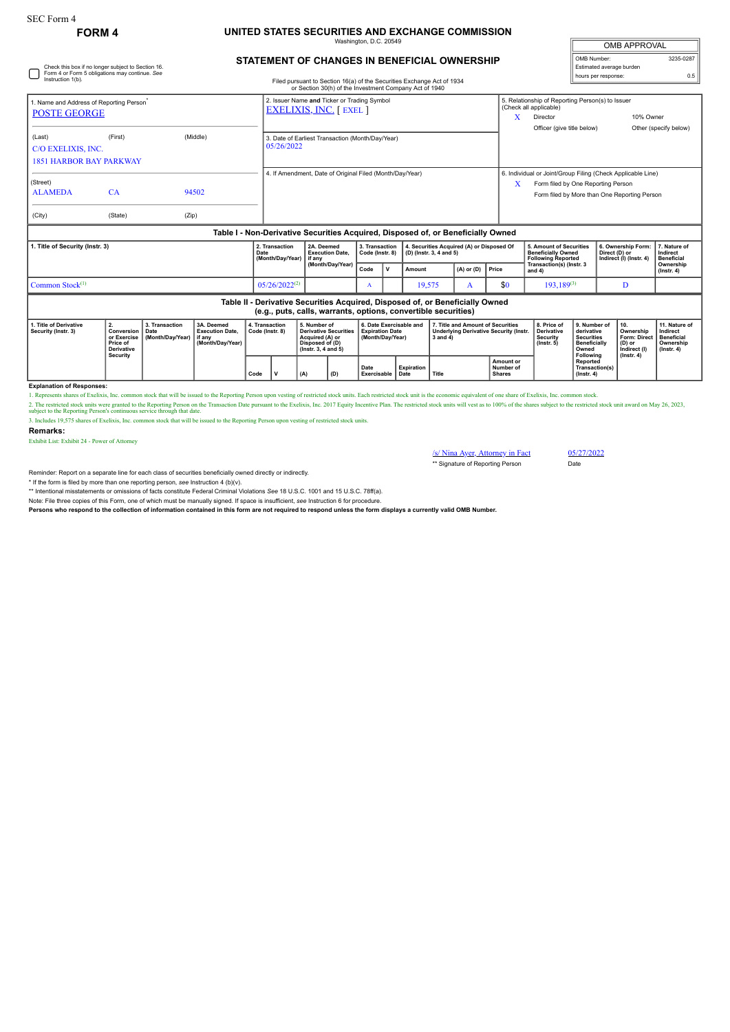SEC Form 4

**FORM 4**

# UNITED STATES SECURITIES AND EXCHANGE COMMISSION

Washington, D.C. 20549

## STATEMENT OF CHANGES IN BENEFICIAL OWNERSHIP

Filed pursuant to Section 16(a) of the Securities Exchange Act of 1934 or Section 30(h) of the Investment Company Act of 1940

| OMB APPROVAL | |
|---|---|
| OMB Number: | 3235-0287 |
| Estimated average burden | |
| hours per response: | 0.5 |

☐ Check this box if no longer subject to Section 16. Form 4 or Form 5 obligations may continue. *See* Instruction 1(b).

1. Name and Address of Reporting Person*
POSTE GEORGE

(Last) (First) (Middle)
C/O EXELIXIS, INC.
1851 HARBOR BAY PARKWAY

(Street)
ALAMEDA CA 94502

(City) (State) (Zip)

2. Issuer Name **and** Ticker or Trading Symbol
EXELIXIS, INC. [ EXEL ]

3. Date of Earliest Transaction (Month/Day/Year)
05/26/2022

4. If Amendment, Date of Original Filed (Month/Day/Year)

5. Relationship of Reporting Person(s) to Issuer (Check all applicable)
X Director
10% Owner
Officer (give title below)
Other (specify below)

6. Individual or Joint/Group Filing (Check Applicable Line)
X Form filed by One Reporting Person
Form filed by More than One Reporting Person

### Table I - Non-Derivative Securities Acquired, Disposed of, or Beneficially Owned

| 1. Title of Security (Instr. 3) | 2. Transaction Date (Month/Day/Year) | 2A. Deemed Execution Date, if any (Month/Day/Year) | 3. Transaction Code (Instr. 8) | | 4. Securities Acquired (A) or Disposed Of (D) (Instr. 3, 4 and 5) | | | 5. Amount of Securities Beneficially Owned Following Reported Transaction(s) (Instr. 3 and 4) | 6. Ownership Form: Direct (D) or Indirect (I) (Instr. 4) | 7. Nature of Indirect Beneficial Ownership (Instr. 4) |
|---|---|---|---|---|---|---|---|---|---|---|
| | | | Code | V | Amount | (A) or (D) | Price | | | |
| Common Stock[1] | 05/26/2022[2] | | A | | 19,575 | A | $0 | 193,189[3] | D | |

### Table II - Derivative Securities Acquired, Disposed of, or Beneficially Owned (e.g., puts, calls, warrants, options, convertible securities)

| 1. Title of Derivative Security (Instr. 3) | 2. Conversion or Exercise Price of Derivative Security | 3. Transaction Date (Month/Day/Year) | 3A. Deemed Execution Date, if any (Month/Day/Year) | 4. Transaction Code (Instr. 8) | | 5. Number of Derivative Securities Acquired (A) or Disposed of (D) (Instr. 3, 4 and 5) | | 6. Date Exercisable and Expiration Date (Month/Day/Year) | | 7. Title and Amount of Securities Underlying Derivative Security (Instr. 3 and 4) | | 8. Price of Derivative Security (Instr. 5) | 9. Number of derivative Securities Beneficially Owned Following Reported Transaction(s) (Instr. 4) | 10. Ownership Form: Direct (D) or Indirect (I) (Instr. 4) | 11. Nature of Indirect Beneficial Ownership (Instr. 4) |
|---|---|---|---|---|---|---|---|---|---|---|---|---|---|---|---|
| | | | | Code | V | (A) | (D) | Date Exercisable | Expiration Date | Title | Amount or Number of Shares | | | | |

**Explanation of Responses:**

1. Represents shares of Exelixis, Inc. common stock that will be issued to the Reporting Person upon vesting of restricted stock units. Each restricted stock unit is the economic equivalent of one share of Exelixis, Inc. common stock.

2. The restricted stock units were granted to the Reporting Person on the Transaction Date pursuant to the Exelixis, Inc. 2017 Equity Incentive Plan. The restricted stock units will vest as to 100% of the shares subject to the restricted stock unit award on May 26, 2023, subject to the Reporting Person's continuous service through that date.

3. Includes 19,575 shares of Exelixis, Inc. common stock that will be issued to the Reporting Person upon vesting of restricted stock units.

**Remarks:**

Exhibit List: Exhibit 24 - Power of Attorney

/s/ Nina Ayer, Attorney in Fact — 05/27/2022

** Signature of Reporting Person — Date

Reminder: Report on a separate line for each class of securities beneficially owned directly or indirectly.

* If the form is filed by more than one reporting person, *see* Instruction 4 (b)(v).

** Intentional misstatements or omissions of facts constitute Federal Criminal Violations *See* 18 U.S.C. 1001 and 15 U.S.C. 78ff(a).

Note: File three copies of this Form, one of which must be manually signed. If space is insufficient, *see* Instruction 6 for procedure.

**Persons who respond to the collection of information contained in this form are not required to respond unless the form displays a currently valid OMB Number.**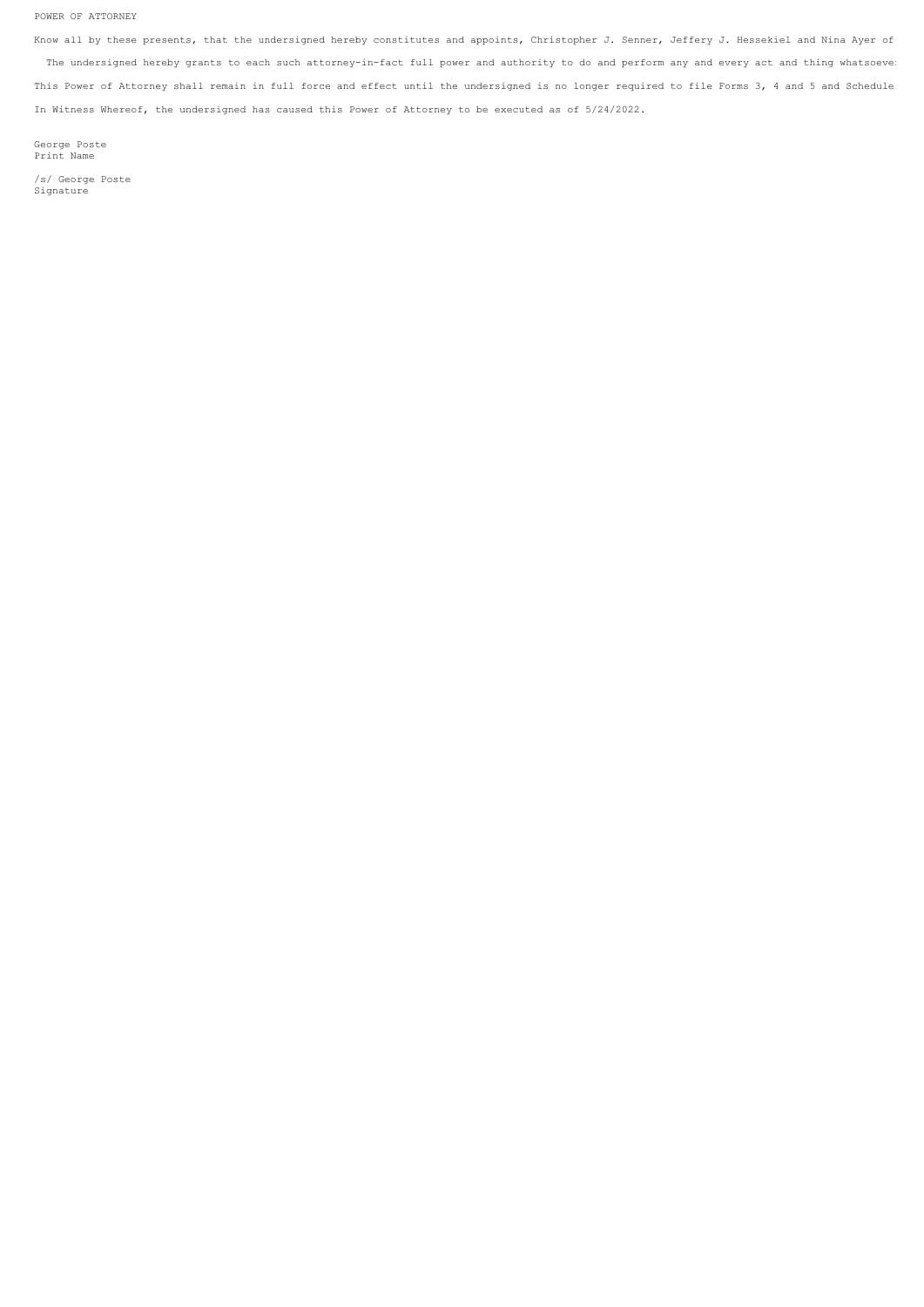POWER OF ATTORNEY

Know all by these presents, that the undersigned hereby constitutes and appoints, Christopher J. Senner, Jeffery J. Hessekiel and Nina Ayer of

The undersigned hereby grants to each such attorney-in-fact full power and authority to do and perform any and every act and thing whatsoeve

This Power of Attorney shall remain in full force and effect until the undersigned is no longer required to file Forms 3, 4 and 5 and Schedule

In Witness Whereof, the undersigned has caused this Power of Attorney to be executed as of 5/24/2022.

George Poste
Print Name

/s/ George Poste
Signature